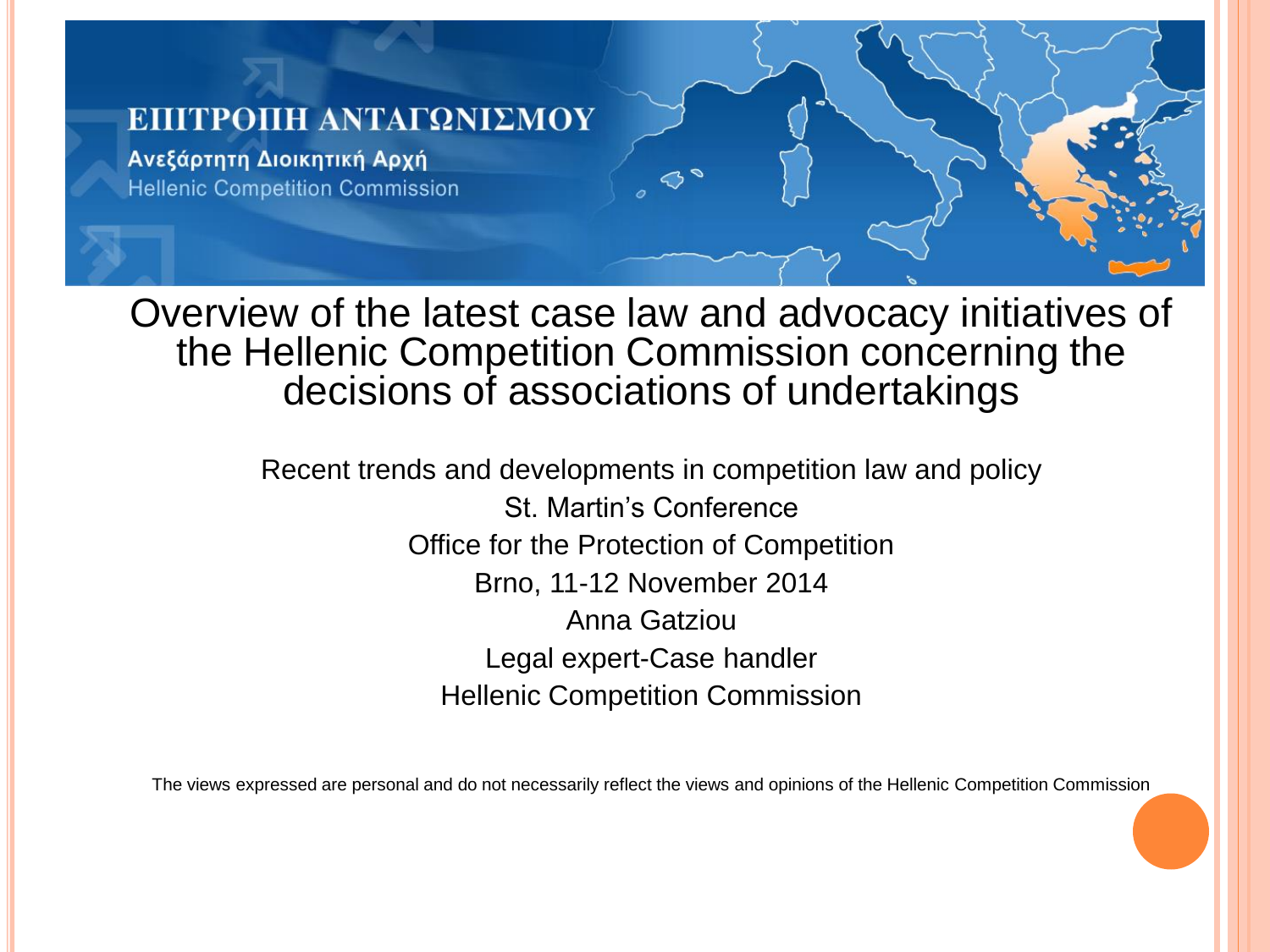ΕΠΙΤΡΟΠΗ ΑΝΤΑΓΩΝΙΣΜΟΥ

Ανεξάρτητη Διοικητική Αρχή

Hellenic Competition Commission

# Overview of the latest case law and advocacy initiatives of the Hellenic Competition Commission concerning the decisions of associations of undertakings

Recent trends and developments in competition law and policy

St. Martin's Conference

Office for the Protection of Competition

Brno, 11-12 November 2014

Anna Gatziou

Legal expert-Case handler

Hellenic Competition Commission

The views expressed are personal and do not necessarily reflect the views and opinions of the Hellenic Competition Commission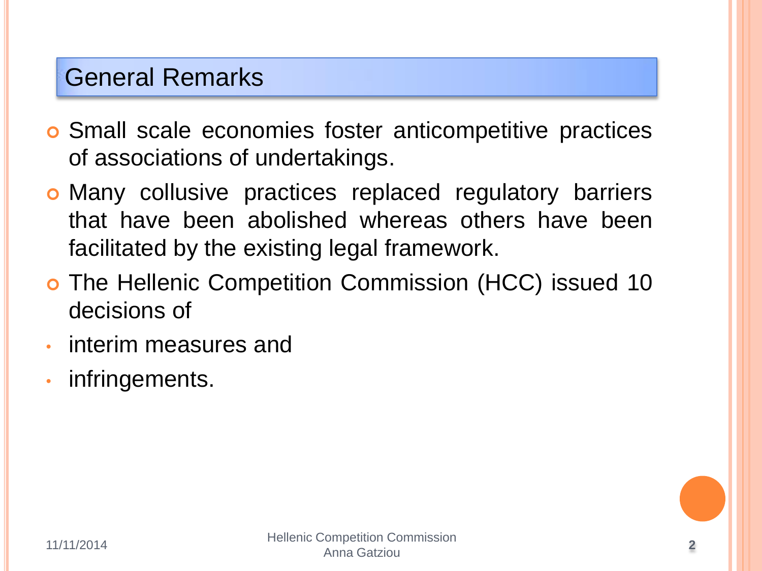## General Remarks

- Small scale economies foster anticompetitive practices of associations of undertakings.
- Many collusive practices replaced regulatory barriers that have been abolished whereas others have been facilitated by the existing legal framework.
- The Hellenic Competition Commission (HCC) issued 10 decisions of
  - interim measures and
  - infringements.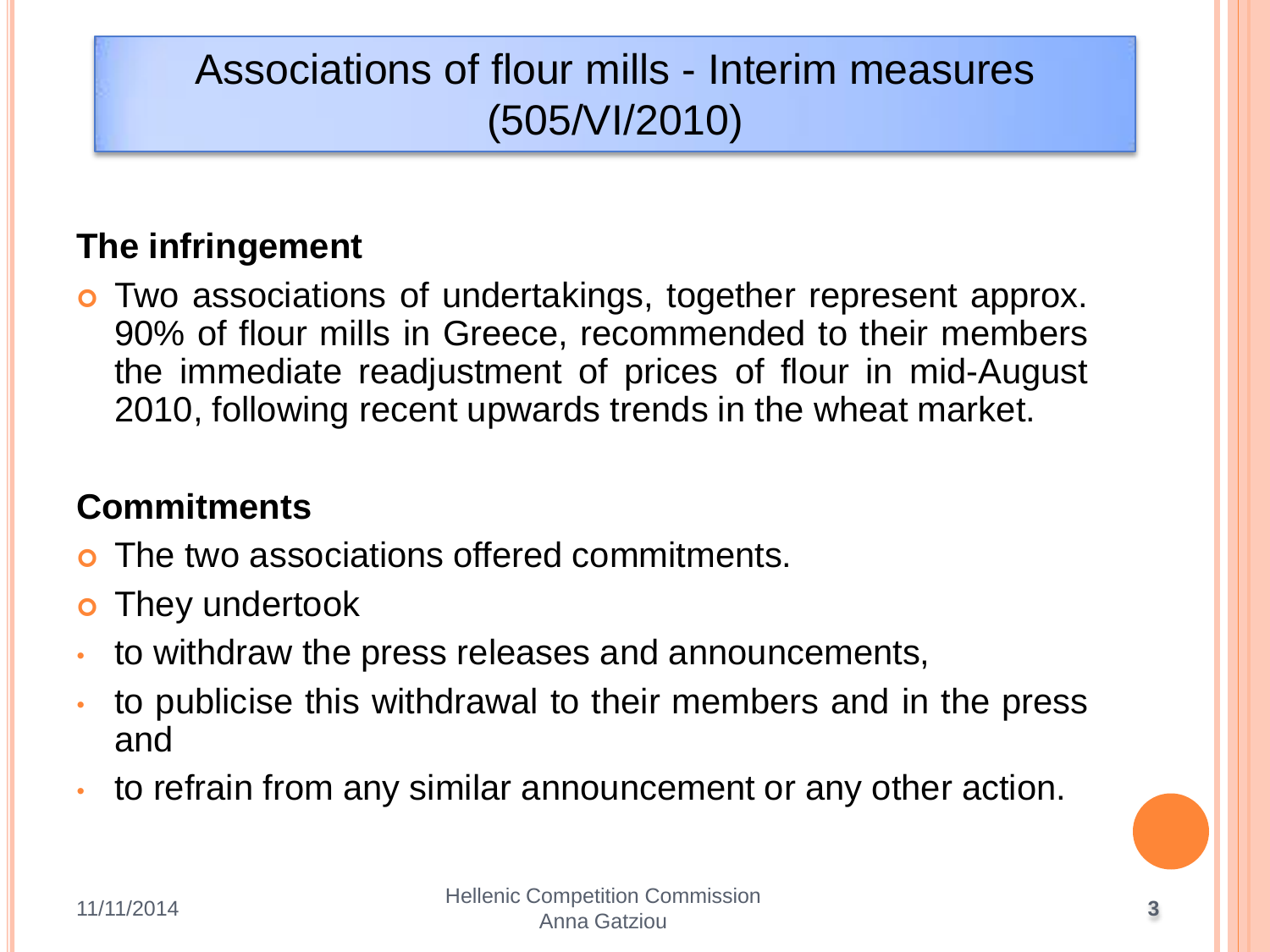# Associations of flour mills - Interim measures (505/VI/2010)

**The infringement**

- Two associations of undertakings, together represent approx. 90% of flour mills in Greece, recommended to their members the immediate readjustment of prices of flour in mid-August 2010, following recent upwards trends in the wheat market.

**Commitments**

- The two associations offered commitments.
- They undertook
  - to withdraw the press releases and announcements,
  - to publicise this withdrawal to their members and in the press and
  - to refrain from any similar announcement or any other action.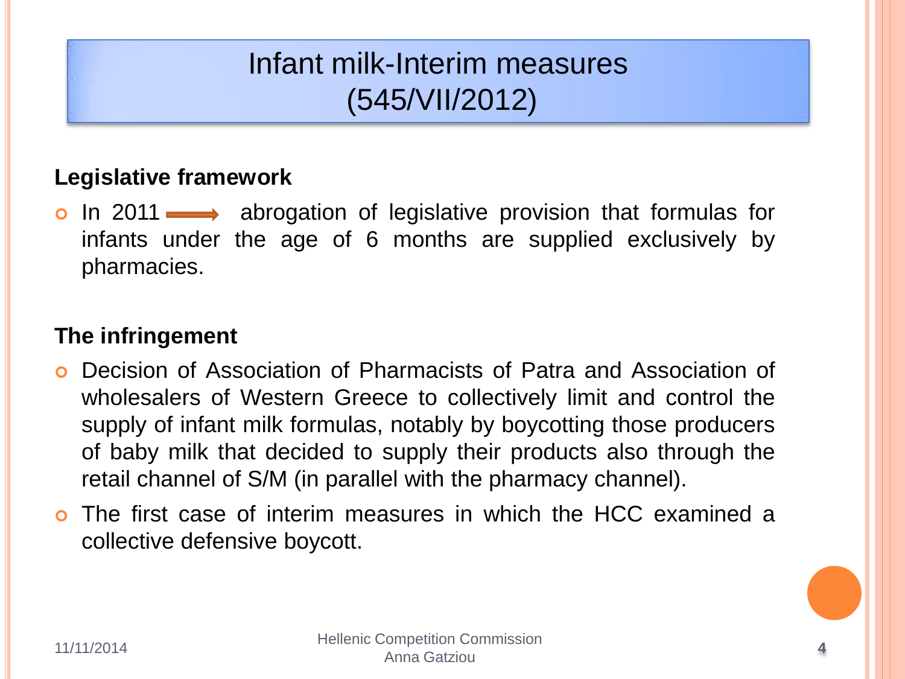# Infant milk-Interim measures (545/VII/2012)

**Legislative framework**

- In 2011 ⟶ abrogation of legislative provision that formulas for infants under the age of 6 months are supplied exclusively by pharmacies.

**The infringement**

- Decision of Association of Pharmacists of Patra and Association of wholesalers of Western Greece to collectively limit and control the supply of infant milk formulas, notably by boycotting those producers of baby milk that decided to supply their products also through the retail channel of S/M (in parallel with the pharmacy channel).
- The first case of interim measures in which the HCC examined a collective defensive boycott.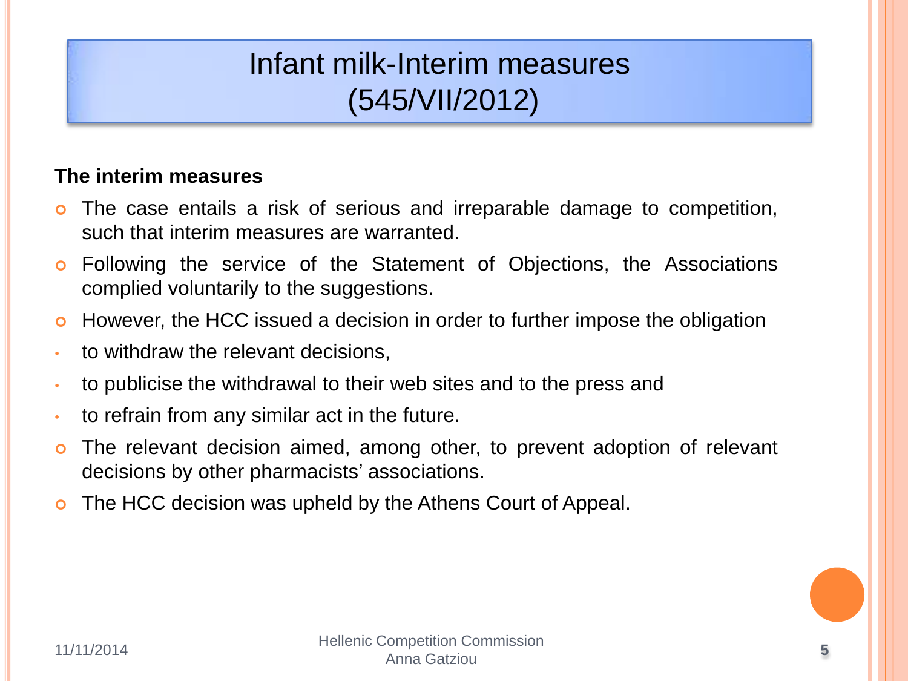# Infant milk-Interim measures (545/VII/2012)

**The interim measures**

- The case entails a risk of serious and irreparable damage to competition, such that interim measures are warranted.
- Following the service of the Statement of Objections, the Associations complied voluntarily to the suggestions.
- However, the HCC issued a decision in order to further impose the obligation
  - to withdraw the relevant decisions,
  - to publicise the withdrawal to their web sites and to the press and
  - to refrain from any similar act in the future.
- The relevant decision aimed, among other, to prevent adoption of relevant decisions by other pharmacists' associations.
- The HCC decision was upheld by the Athens Court of Appeal.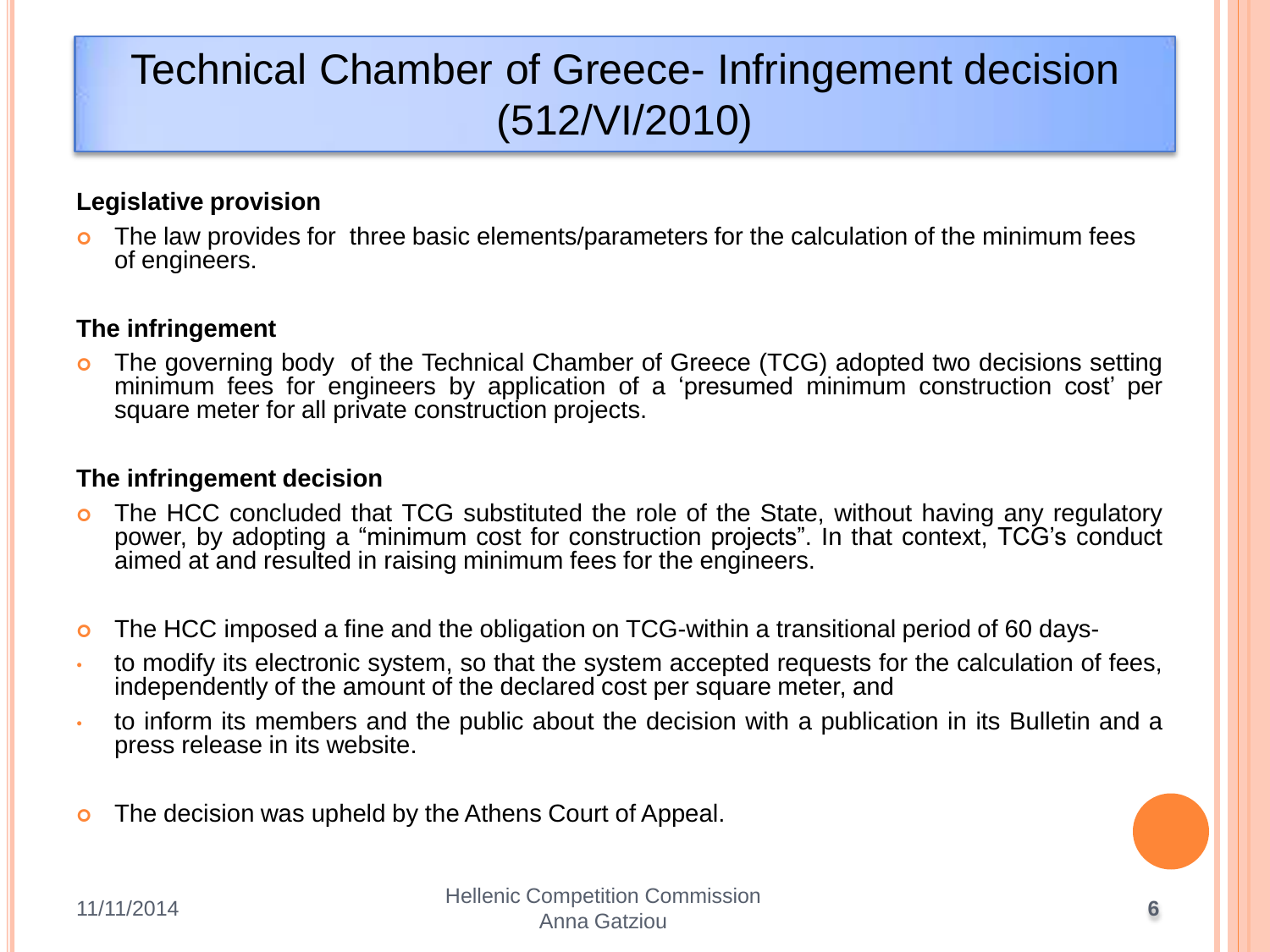# Technical Chamber of Greece- Infringement decision (512/VI/2010)

**Legislative provision**

- The law provides for three basic elements/parameters for the calculation of the minimum fees of engineers.

**The infringement**

- The governing body of the Technical Chamber of Greece (TCG) adopted two decisions setting minimum fees for engineers by application of a 'presumed minimum construction cost' per square meter for all private construction projects.

**The infringement decision**

- The HCC concluded that TCG substituted the role of the State, without having any regulatory power, by adopting a "minimum cost for construction projects". In that context, TCG's conduct aimed at and resulted in raising minimum fees for the engineers.

- The HCC imposed a fine and the obligation on TCG-within a transitional period of 60 days-
  - to modify its electronic system, so that the system accepted requests for the calculation of fees, independently of the amount of the declared cost per square meter, and
  - to inform its members and the public about the decision with a publication in its Bulletin and a press release in its website.

- The decision was upheld by the Athens Court of Appeal.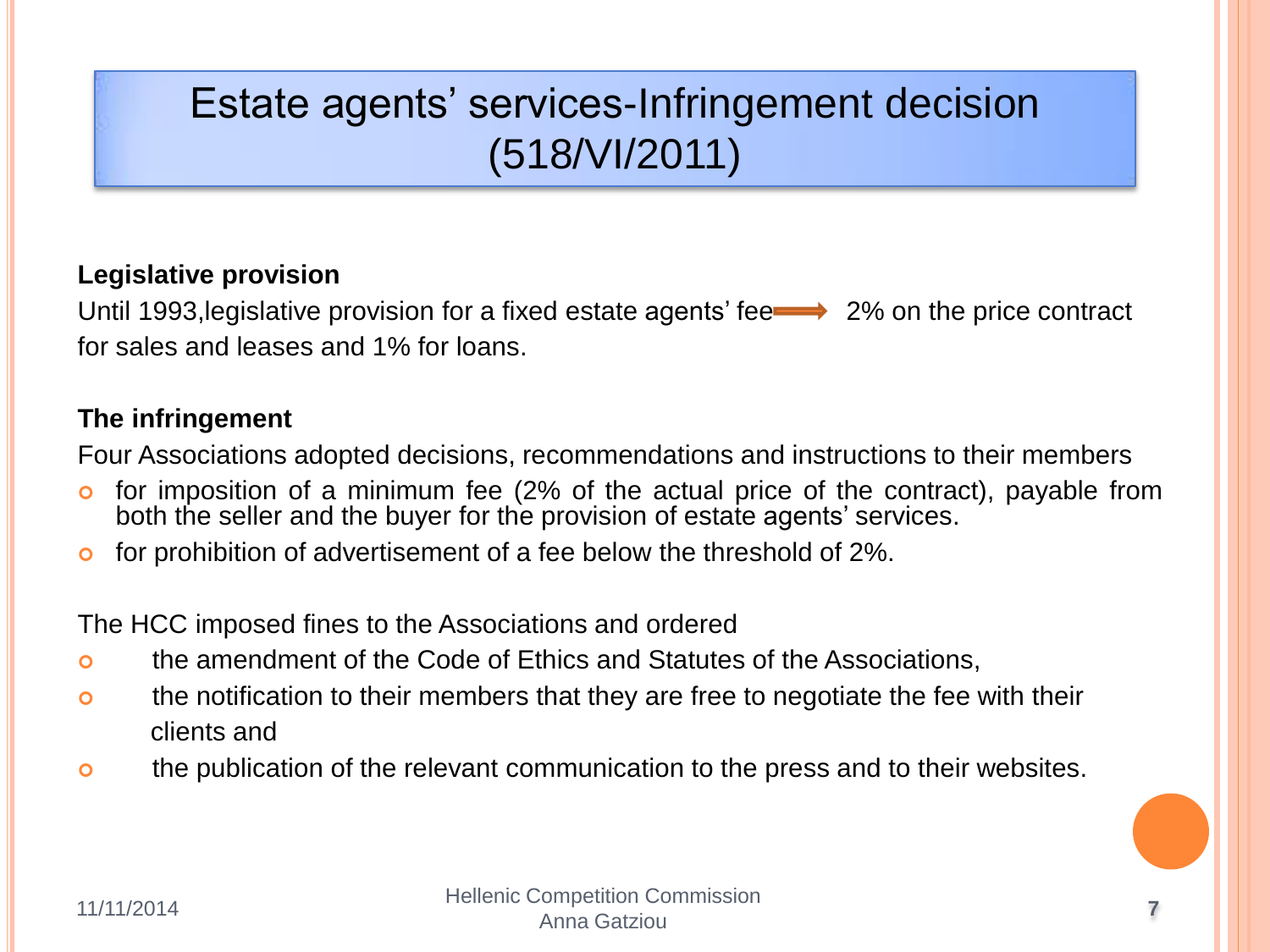# Estate agents' services-Infringement decision (518/VI/2011)

**Legislative provision**

Until 1993,legislative provision for a fixed estate agents' fee → 2% on the price contract for sales and leases and 1% for loans.

**The infringement**

Four Associations adopted decisions, recommendations and instructions to their members

- for imposition of a minimum fee (2% of the actual price of the contract), payable from both the seller and the buyer for the provision of estate agents' services.
- for prohibition of advertisement of a fee below the threshold of 2%.

The HCC imposed fines to the Associations and ordered

- the amendment of the Code of Ethics and Statutes of the Associations,
- the notification to their members that they are free to negotiate the fee with their clients and
- the publication of the relevant communication to the press and to their websites.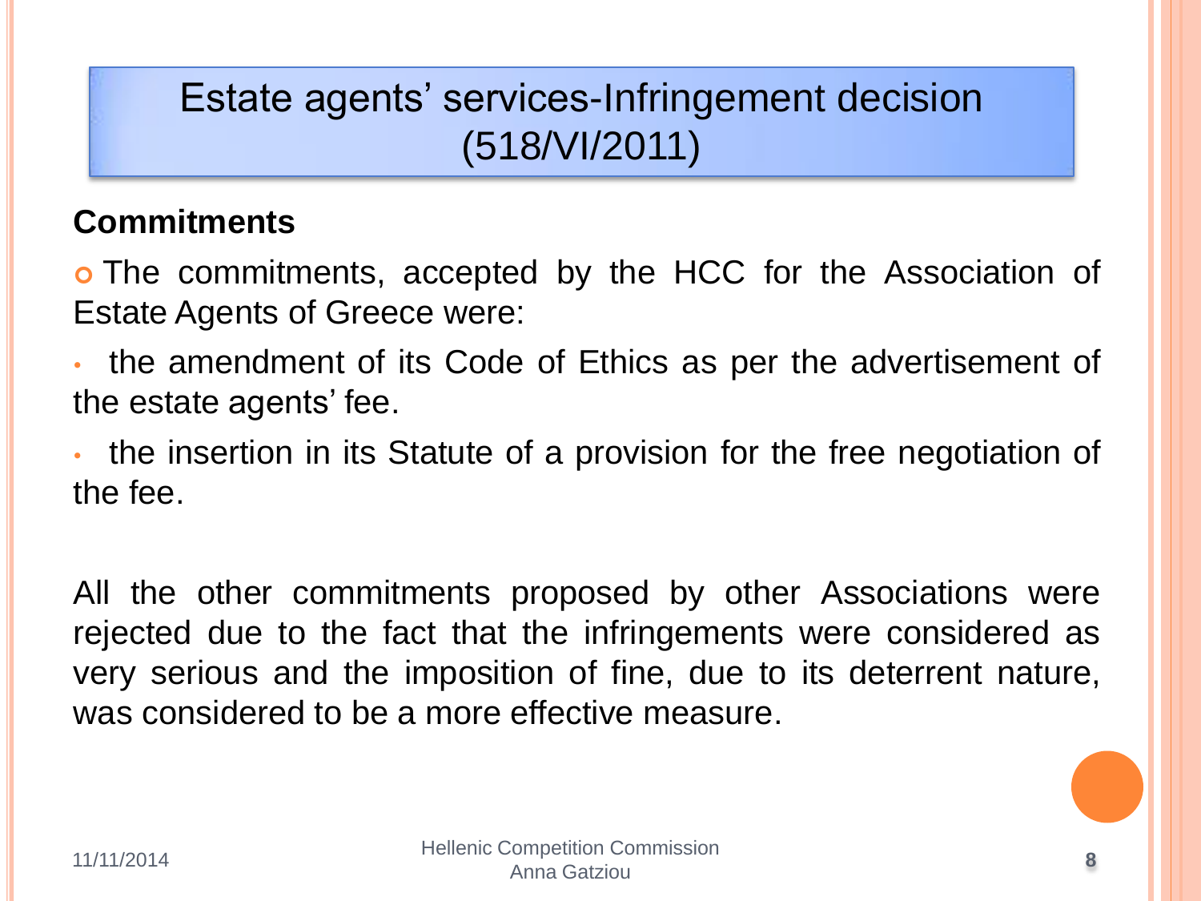# Estate agents' services-Infringement decision (518/VI/2011)

**Commitments**

- The commitments, accepted by the HCC for the Association of Estate Agents of Greece were:
  - the amendment of its Code of Ethics as per the advertisement of the estate agents' fee.
  - the insertion in its Statute of a provision for the free negotiation of the fee.

All the other commitments proposed by other Associations were rejected due to the fact that the infringements were considered as very serious and the imposition of fine, due to its deterrent nature, was considered to be a more effective measure.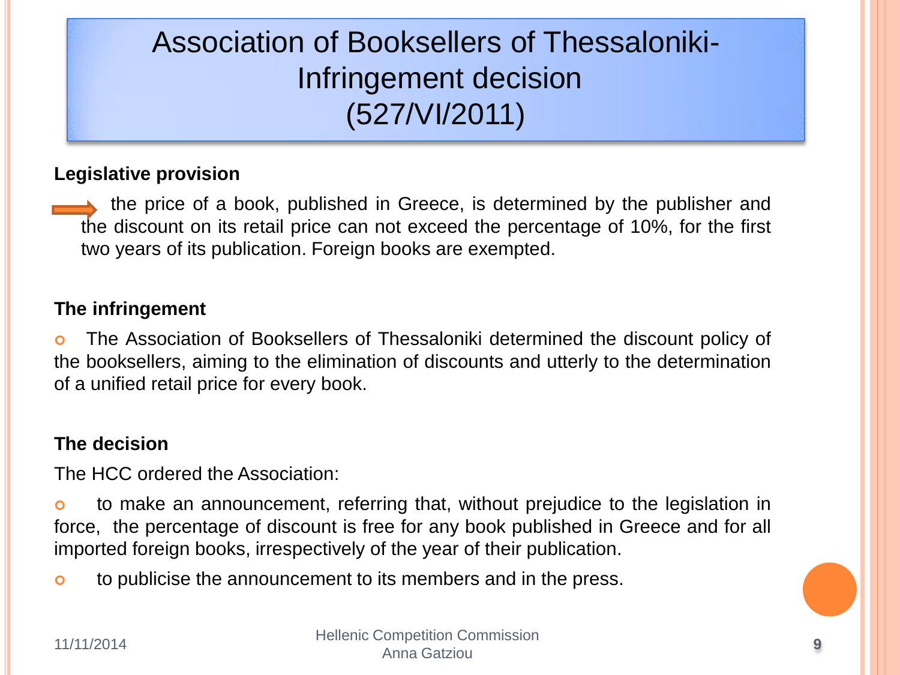# Association of Booksellers of Thessaloniki-Infringement decision (527/VI/2011)

**Legislative provision**

- the price of a book, published in Greece, is determined by the publisher and the discount on its retail price can not exceed the percentage of 10%, for the first two years of its publication. Foreign books are exempted.

**The infringement**

- The Association of Booksellers of Thessaloniki determined the discount policy of the booksellers, aiming to the elimination of discounts and utterly to the determination of a unified retail price for every book.

**The decision**

The HCC ordered the Association:

- to make an announcement, referring that, without prejudice to the legislation in force, the percentage of discount is free for any book published in Greece and for all imported foreign books, irrespectively of the year of their publication.
- to publicise the announcement to its members and in the press.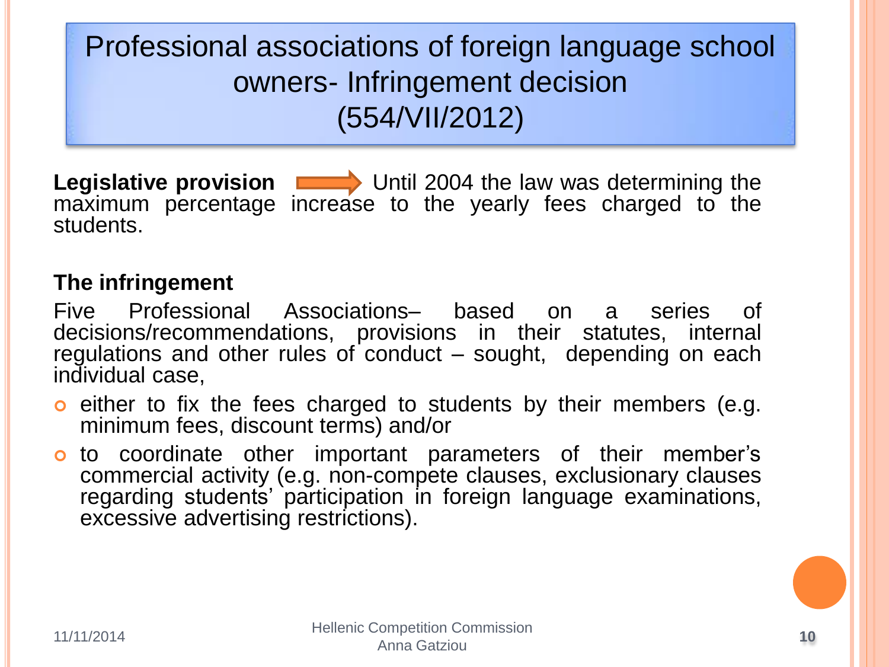# Professional associations of foreign language school owners- Infringement decision (554/VII/2012)

**Legislative provision** → Until 2004 the law was determining the maximum percentage increase to the yearly fees charged to the students.

**The infringement**

Five Professional Associations– based on a series of decisions/recommendations, provisions in their statutes, internal regulations and other rules of conduct – sought, depending on each individual case,

- either to fix the fees charged to students by their members (e.g. minimum fees, discount terms) and/or
- to coordinate other important parameters of their member's commercial activity (e.g. non-compete clauses, exclusionary clauses regarding students' participation in foreign language examinations, excessive advertising restrictions).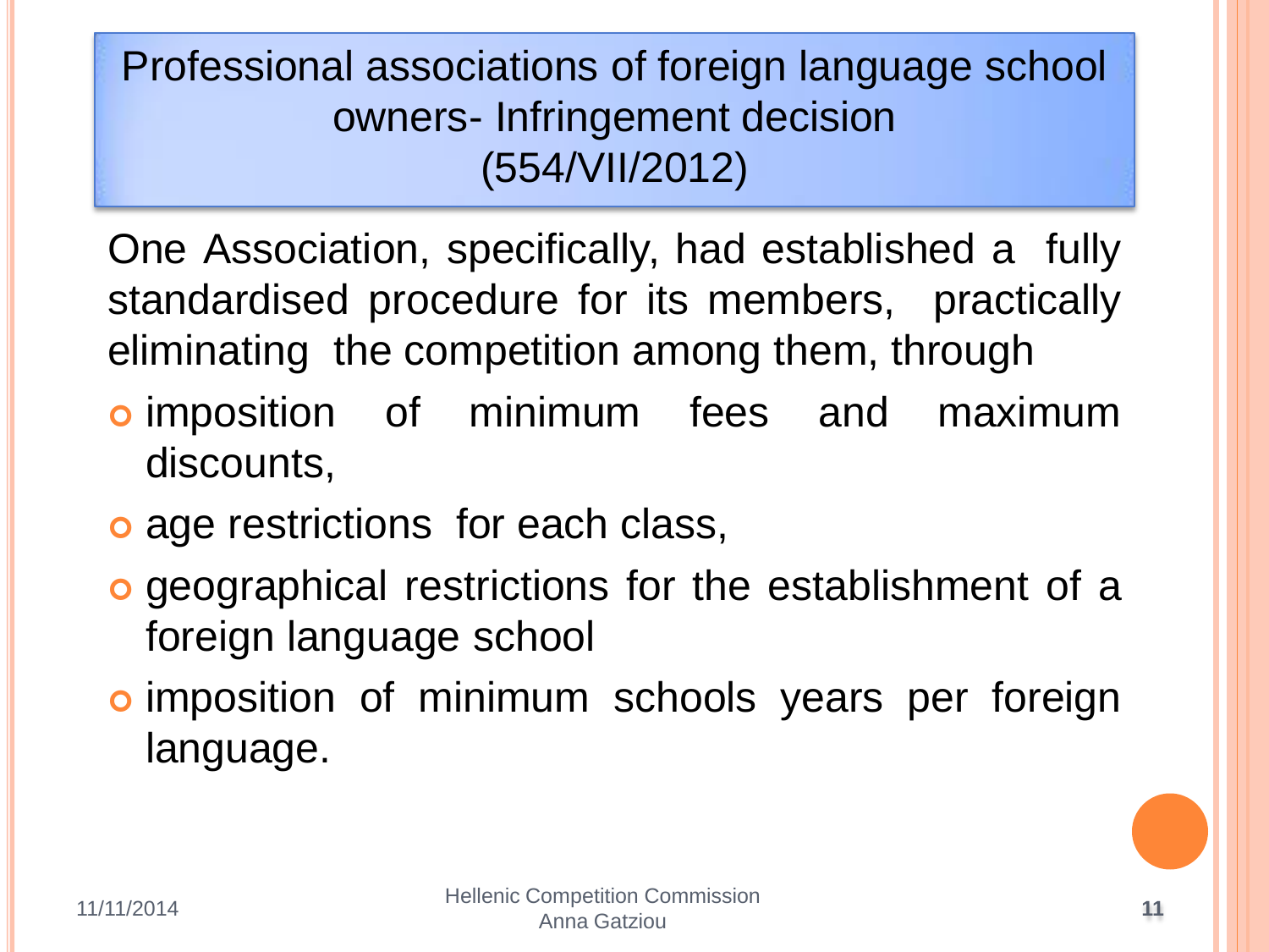# Professional associations of foreign language school owners- Infringement decision (554/VII/2012)

One Association, specifically, had established a fully standardised procedure for its members, practically eliminating the competition among them, through

- imposition of minimum fees and maximum discounts,
- age restrictions for each class,
- geographical restrictions for the establishment of a foreign language school
- imposition of minimum schools years per foreign language.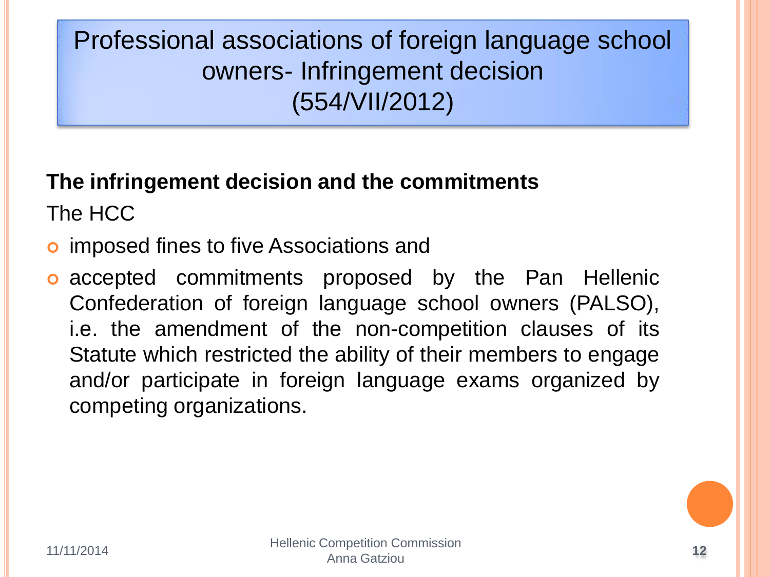# Professional associations of foreign language school owners- Infringement decision (554/VII/2012)

**The infringement decision and the commitments**

The HCC

- imposed fines to five Associations and
- accepted commitments proposed by the Pan Hellenic Confederation of foreign language school owners (PALSO), i.e. the amendment of the non-competition clauses of its Statute which restricted the ability of their members to engage and/or participate in foreign language exams organized by competing organizations.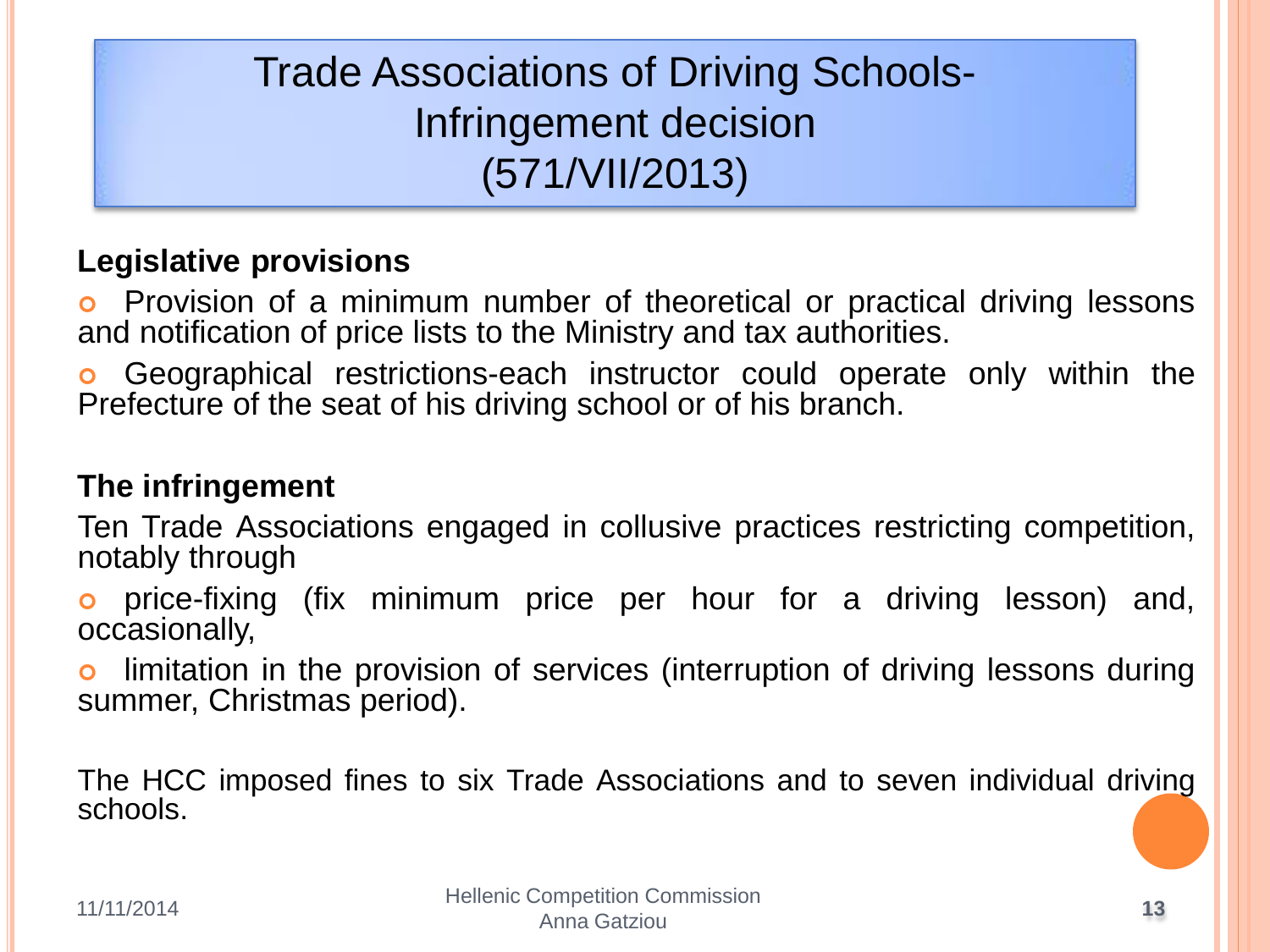# Trade Associations of Driving Schools-Infringement decision (571/VII/2013)

**Legislative provisions**

- Provision of a minimum number of theoretical or practical driving lessons and notification of price lists to the Ministry and tax authorities.
- Geographical restrictions-each instructor could operate only within the Prefecture of the seat of his driving school or of his branch.

**The infringement**

Ten Trade Associations engaged in collusive practices restricting competition, notably through

- price-fixing (fix minimum price per hour for a driving lesson) and, occasionally,
- limitation in the provision of services (interruption of driving lessons during summer, Christmas period).

The HCC imposed fines to six Trade Associations and to seven individual driving schools.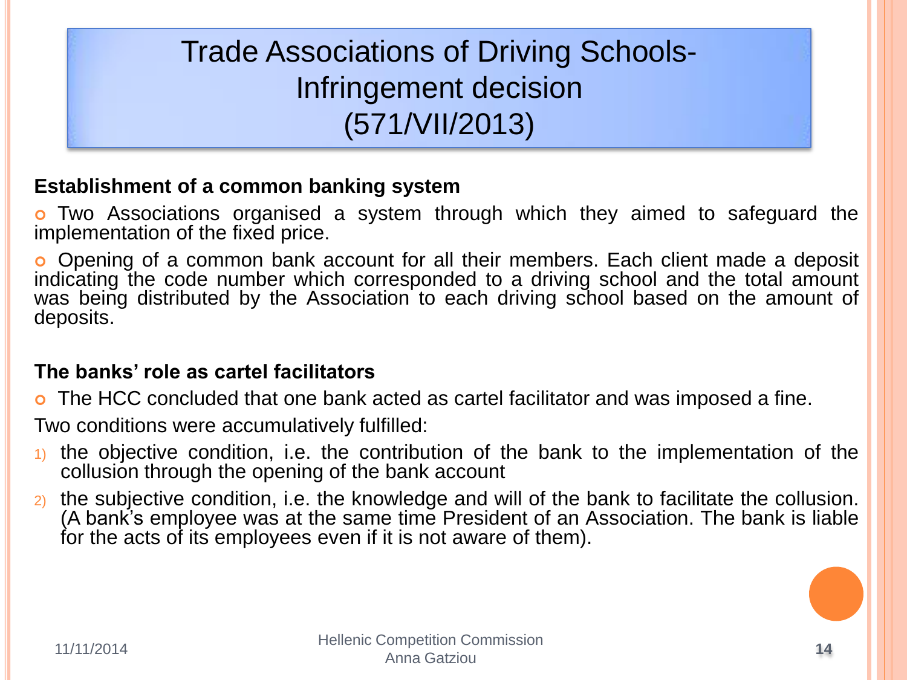# Trade Associations of Driving Schools- Infringement decision (571/VII/2013)

**Establishment of a common banking system**

- Two Associations organised a system through which they aimed to safeguard the implementation of the fixed price.
- Opening of a common bank account for all their members. Each client made a deposit indicating the code number which corresponded to a driving school and the total amount was being distributed by the Association to each driving school based on the amount of deposits.

**The banks' role as cartel facilitators**

- The HCC concluded that one bank acted as cartel facilitator and was imposed a fine.

Two conditions were accumulatively fulfilled:

1) the objective condition, i.e. the contribution of the bank to the implementation of the collusion through the opening of the bank account
2) the subjective condition, i.e. the knowledge and will of the bank to facilitate the collusion. (A bank's employee was at the same time President of an Association. The bank is liable for the acts of its employees even if it is not aware of them).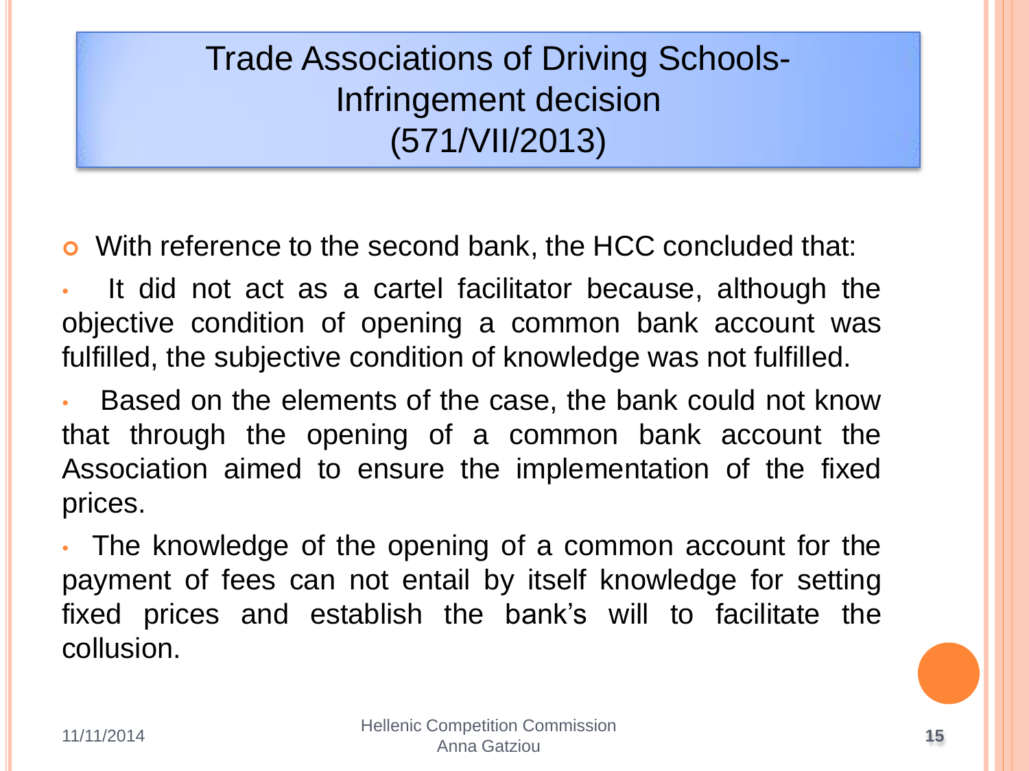# Trade Associations of Driving Schools- Infringement decision (571/VII/2013)

- With reference to the second bank, the HCC concluded that:
  - It did not act as a cartel facilitator because, although the objective condition of opening a common bank account was fulfilled, the subjective condition of knowledge was not fulfilled.
  - Based on the elements of the case, the bank could not know that through the opening of a common bank account the Association aimed to ensure the implementation of the fixed prices.
  - The knowledge of the opening of a common account for the payment of fees can not entail by itself knowledge for setting fixed prices and establish the bank's will to facilitate the collusion.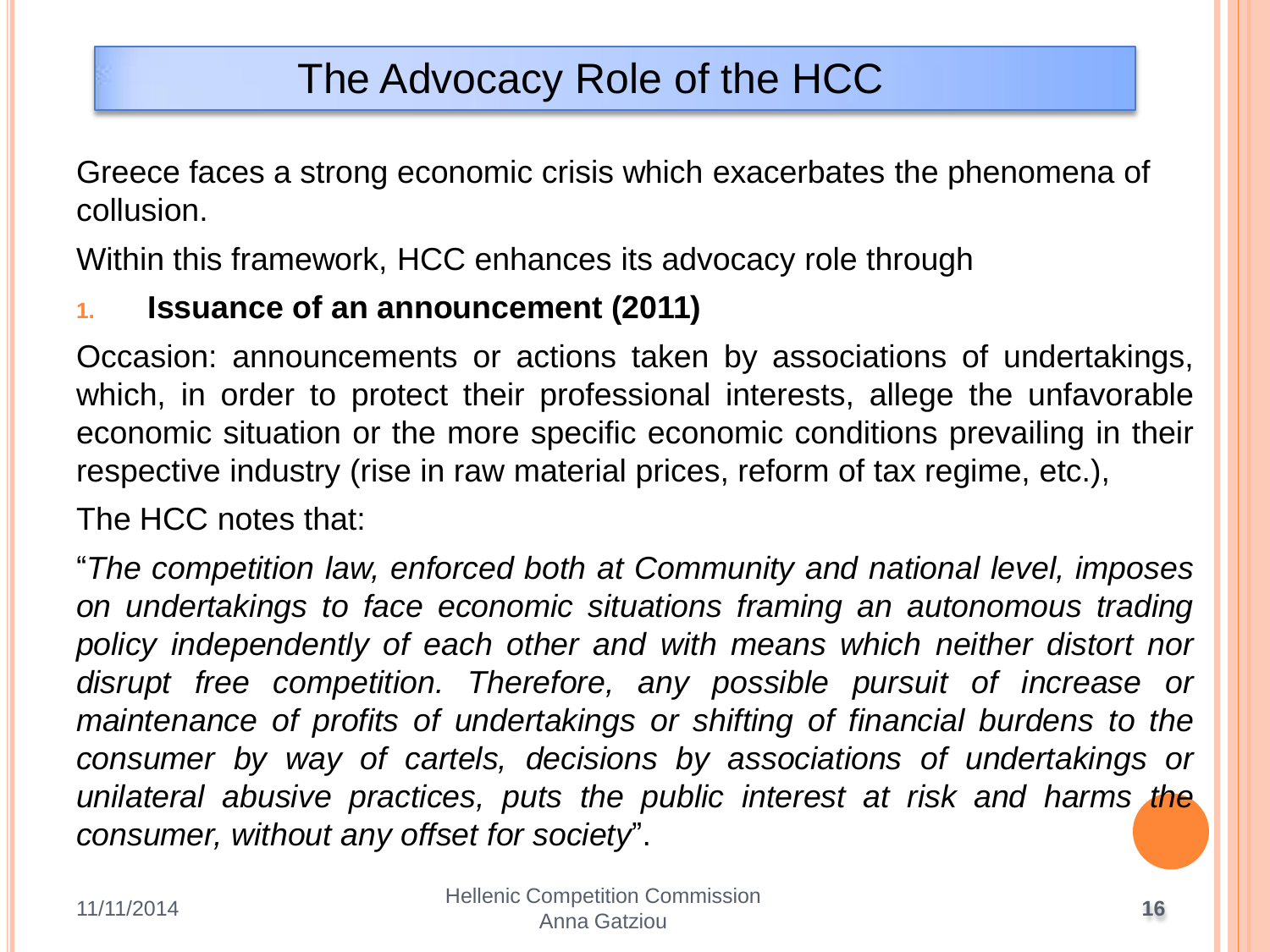# The Advocacy Role of the HCC

Greece faces a strong economic crisis which exacerbates the phenomena of collusion.

Within this framework, HCC enhances its advocacy role through

1. **Issuance of an announcement (2011)**

Occasion: announcements or actions taken by associations of undertakings, which, in order to protect their professional interests, allege the unfavorable economic situation or the more specific economic conditions prevailing in their respective industry (rise in raw material prices, reform of tax regime, etc.),

The HCC notes that:

"*The competition law, enforced both at Community and national level, imposes on undertakings to face economic situations framing an autonomous trading policy independently of each other and with means which neither distort nor disrupt free competition. Therefore, any possible pursuit of increase or maintenance of profits of undertakings or shifting of financial burdens to the consumer by way of cartels, decisions by associations of undertakings or unilateral abusive practices, puts the public interest at risk and harms the consumer, without any offset for society*".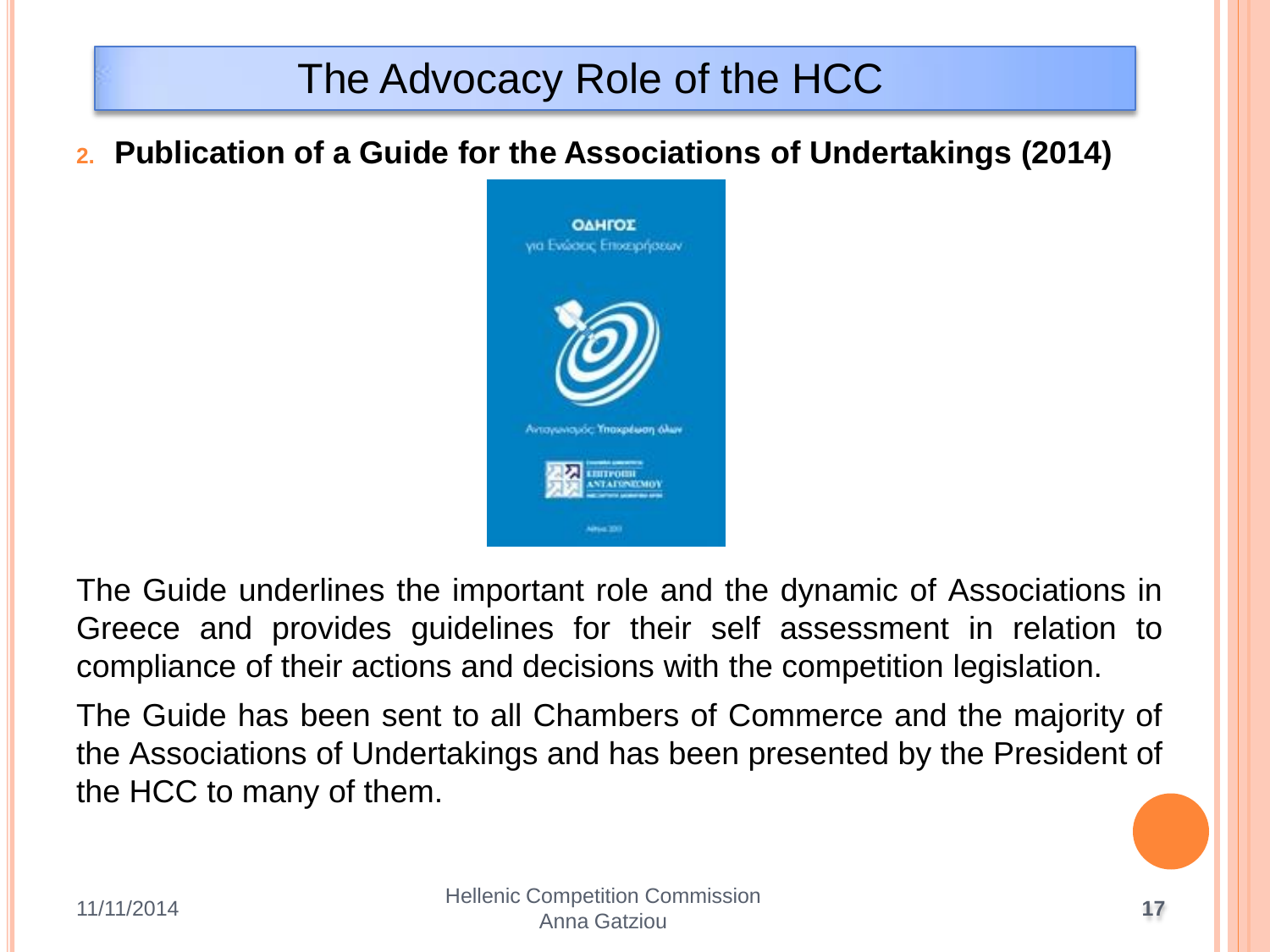# The Advocacy Role of the HCC

2. **Publication of a Guide for the Associations of Undertakings (2014)**

The Guide underlines the important role and the dynamic of Associations in Greece and provides guidelines for their self assessment in relation to compliance of their actions and decisions with the competition legislation.

The Guide has been sent to all Chambers of Commerce and the majority of the Associations of Undertakings and has been presented by the President of the HCC to many of them.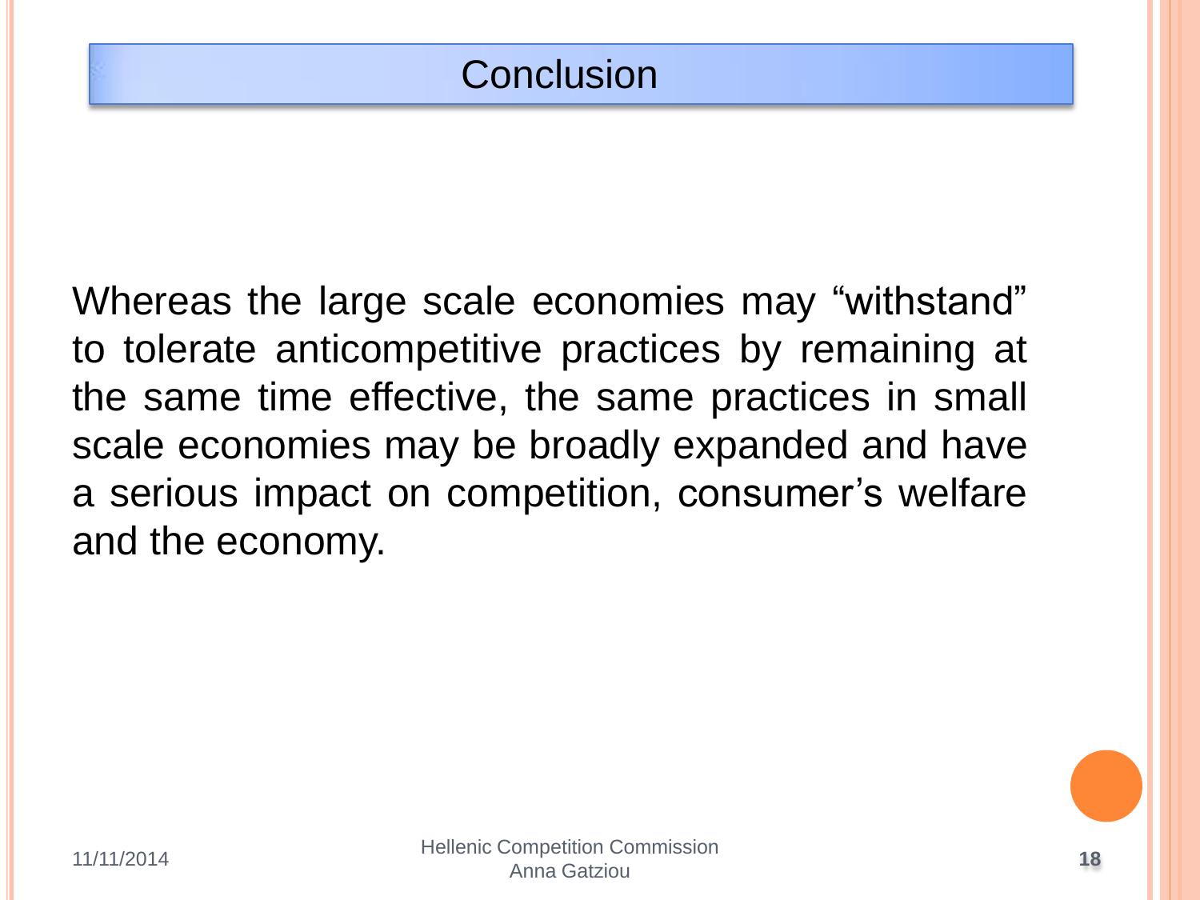# Conclusion

Whereas the large scale economies may “withstand” to tolerate anticompetitive practices by remaining at the same time effective, the same practices in small scale economies may be broadly expanded and have a serious impact on competition, consumer’s welfare and the economy.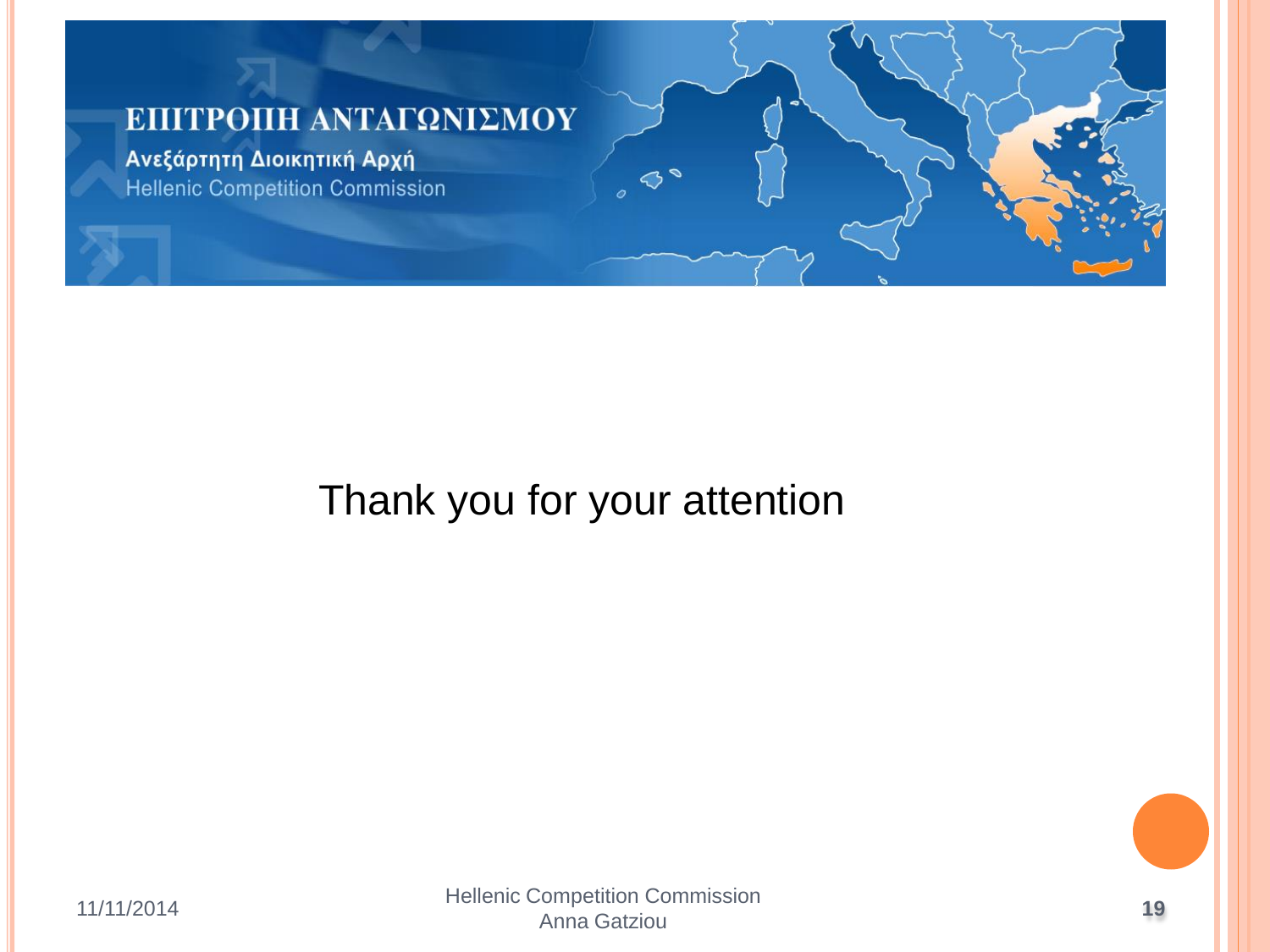**ΕΠΙΤΡΟΠΗ ΑΝΤΑΓΩΝΙΣΜΟΥ**

**Ανεξάρτητη Διοικητική Αρχή**

Hellenic Competition Commission

Thank you for your attention